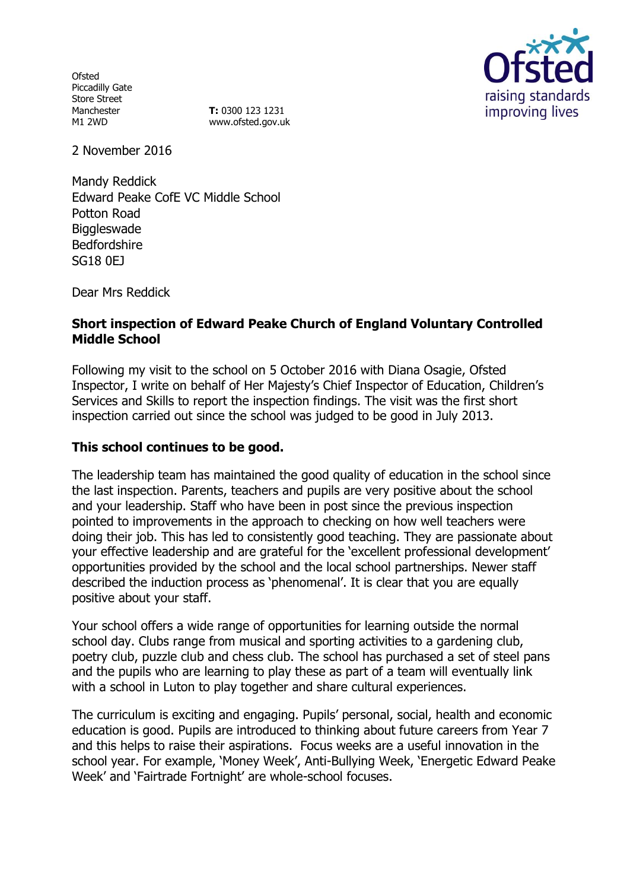Ofsted
Piccadilly Gate
Store Street
Manchester
M1 2WD

**T:** 0300 123 1231
www.ofsted.gov.uk

Ofsted
raising standards
improving lives

2 November 2016

Mandy Reddick
Edward Peake CofE VC Middle School
Potton Road
Biggleswade
Bedfordshire
SG18 0EJ

Dear Mrs Reddick

**Short inspection of Edward Peake Church of England Voluntary Controlled Middle School**

Following my visit to the school on 5 October 2016 with Diana Osagie, Ofsted Inspector, I write on behalf of Her Majesty's Chief Inspector of Education, Children's Services and Skills to report the inspection findings. The visit was the first short inspection carried out since the school was judged to be good in July 2013.

**This school continues to be good.**

The leadership team has maintained the good quality of education in the school since the last inspection. Parents, teachers and pupils are very positive about the school and your leadership. Staff who have been in post since the previous inspection pointed to improvements in the approach to checking on how well teachers were doing their job. This has led to consistently good teaching. They are passionate about your effective leadership and are grateful for the 'excellent professional development' opportunities provided by the school and the local school partnerships. Newer staff described the induction process as 'phenomenal'. It is clear that you are equally positive about your staff.

Your school offers a wide range of opportunities for learning outside the normal school day. Clubs range from musical and sporting activities to a gardening club, poetry club, puzzle club and chess club. The school has purchased a set of steel pans and the pupils who are learning to play these as part of a team will eventually link with a school in Luton to play together and share cultural experiences.

The curriculum is exciting and engaging. Pupils' personal, social, health and economic education is good. Pupils are introduced to thinking about future careers from Year 7 and this helps to raise their aspirations. Focus weeks are a useful innovation in the school year. For example, 'Money Week', Anti-Bullying Week, 'Energetic Edward Peake Week' and 'Fairtrade Fortnight' are whole-school focuses.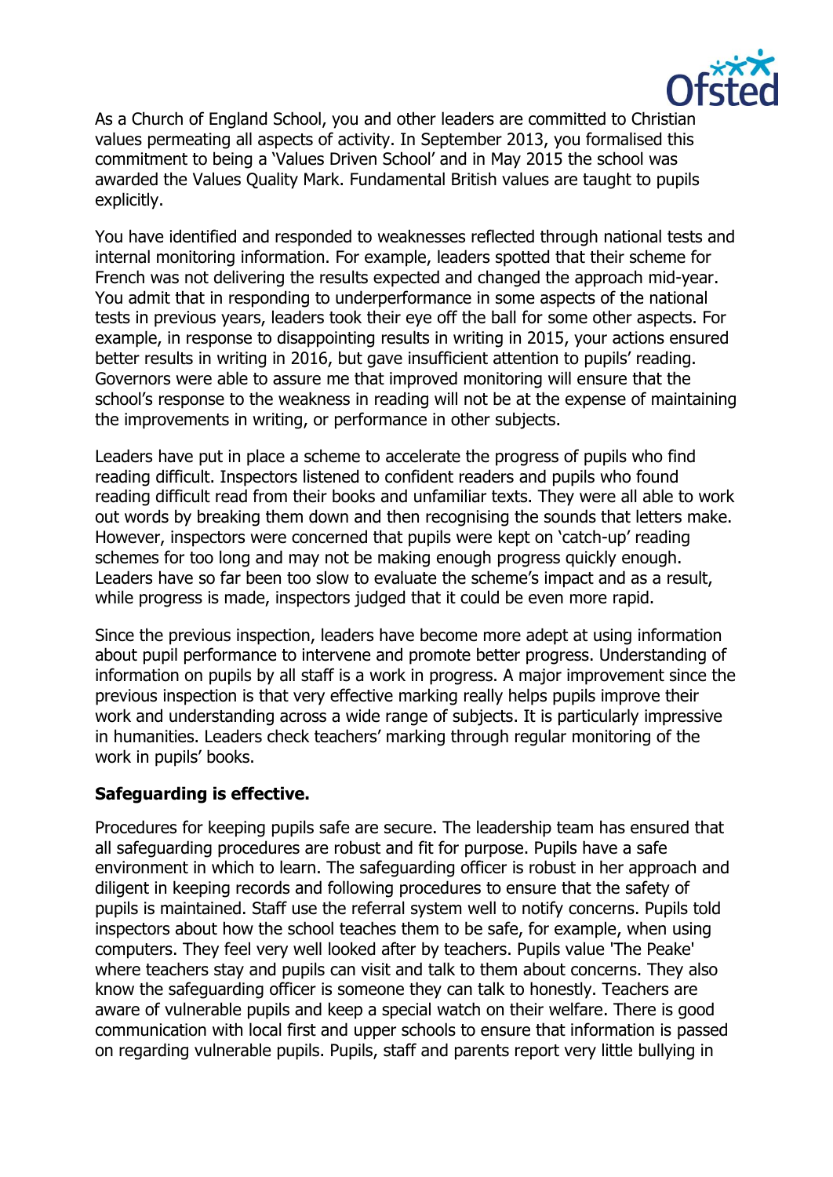As a Church of England School, you and other leaders are committed to Christian values permeating all aspects of activity. In September 2013, you formalised this commitment to being a 'Values Driven School' and in May 2015 the school was awarded the Values Quality Mark. Fundamental British values are taught to pupils explicitly.

You have identified and responded to weaknesses reflected through national tests and internal monitoring information. For example, leaders spotted that their scheme for French was not delivering the results expected and changed the approach mid-year. You admit that in responding to underperformance in some aspects of the national tests in previous years, leaders took their eye off the ball for some other aspects. For example, in response to disappointing results in writing in 2015, your actions ensured better results in writing in 2016, but gave insufficient attention to pupils' reading. Governors were able to assure me that improved monitoring will ensure that the school's response to the weakness in reading will not be at the expense of maintaining the improvements in writing, or performance in other subjects.

Leaders have put in place a scheme to accelerate the progress of pupils who find reading difficult. Inspectors listened to confident readers and pupils who found reading difficult read from their books and unfamiliar texts. They were all able to work out words by breaking them down and then recognising the sounds that letters make. However, inspectors were concerned that pupils were kept on 'catch-up' reading schemes for too long and may not be making enough progress quickly enough. Leaders have so far been too slow to evaluate the scheme's impact and as a result, while progress is made, inspectors judged that it could be even more rapid.

Since the previous inspection, leaders have become more adept at using information about pupil performance to intervene and promote better progress. Understanding of information on pupils by all staff is a work in progress. A major improvement since the previous inspection is that very effective marking really helps pupils improve their work and understanding across a wide range of subjects. It is particularly impressive in humanities. Leaders check teachers' marking through regular monitoring of the work in pupils' books.

**Safeguarding is effective.**

Procedures for keeping pupils safe are secure. The leadership team has ensured that all safeguarding procedures are robust and fit for purpose. Pupils have a safe environment in which to learn. The safeguarding officer is robust in her approach and diligent in keeping records and following procedures to ensure that the safety of pupils is maintained. Staff use the referral system well to notify concerns. Pupils told inspectors about how the school teaches them to be safe, for example, when using computers. They feel very well looked after by teachers. Pupils value 'The Peake' where teachers stay and pupils can visit and talk to them about concerns. They also know the safeguarding officer is someone they can talk to honestly. Teachers are aware of vulnerable pupils and keep a special watch on their welfare. There is good communication with local first and upper schools to ensure that information is passed on regarding vulnerable pupils. Pupils, staff and parents report very little bullying in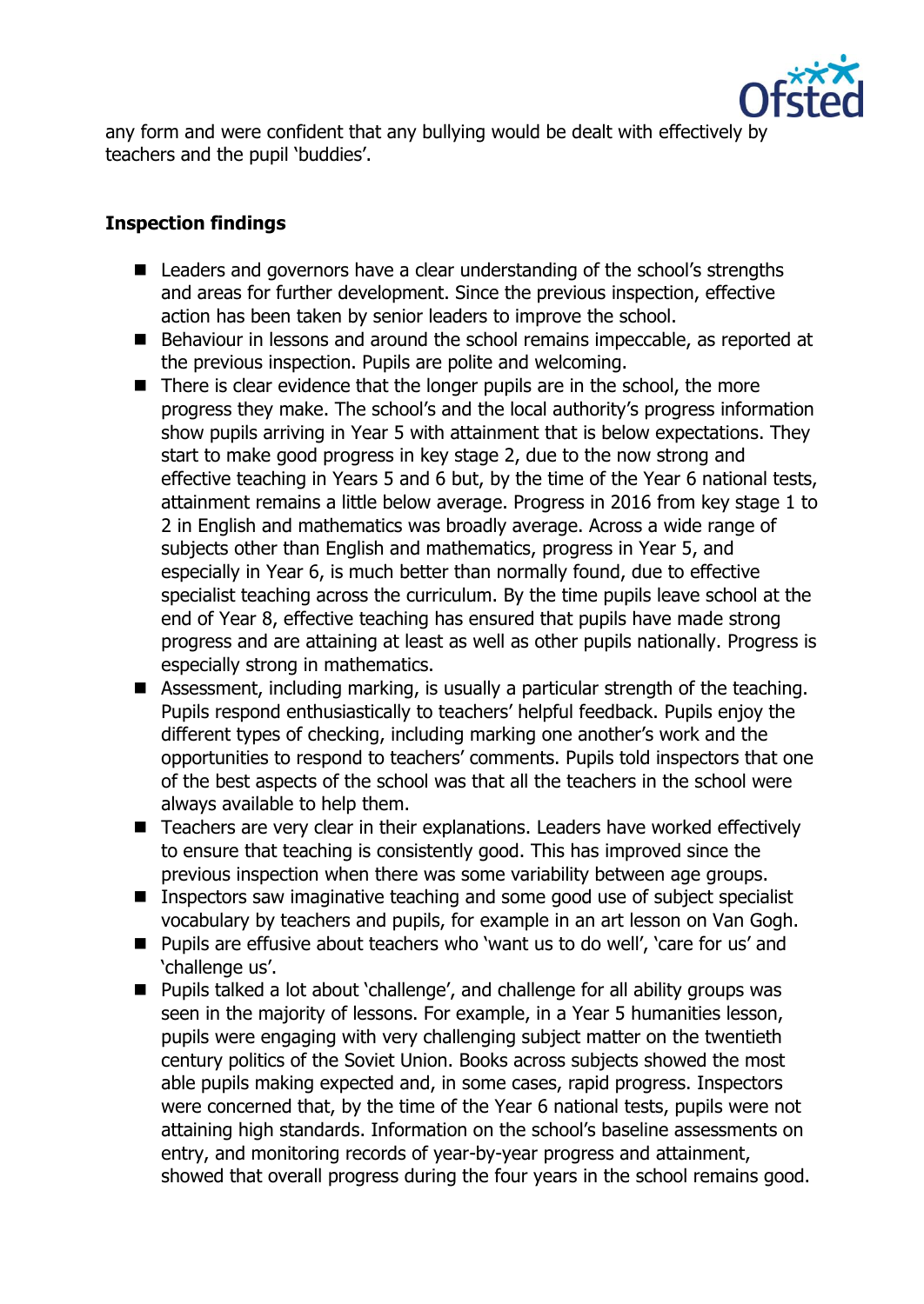any form and were confident that any bullying would be dealt with effectively by teachers and the pupil 'buddies'.

## Inspection findings

- Leaders and governors have a clear understanding of the school's strengths and areas for further development. Since the previous inspection, effective action has been taken by senior leaders to improve the school.
- Behaviour in lessons and around the school remains impeccable, as reported at the previous inspection. Pupils are polite and welcoming.
- There is clear evidence that the longer pupils are in the school, the more progress they make. The school's and the local authority's progress information show pupils arriving in Year 5 with attainment that is below expectations. They start to make good progress in key stage 2, due to the now strong and effective teaching in Years 5 and 6 but, by the time of the Year 6 national tests, attainment remains a little below average. Progress in 2016 from key stage 1 to 2 in English and mathematics was broadly average. Across a wide range of subjects other than English and mathematics, progress in Year 5, and especially in Year 6, is much better than normally found, due to effective specialist teaching across the curriculum. By the time pupils leave school at the end of Year 8, effective teaching has ensured that pupils have made strong progress and are attaining at least as well as other pupils nationally. Progress is especially strong in mathematics.
- Assessment, including marking, is usually a particular strength of the teaching. Pupils respond enthusiastically to teachers' helpful feedback. Pupils enjoy the different types of checking, including marking one another's work and the opportunities to respond to teachers' comments. Pupils told inspectors that one of the best aspects of the school was that all the teachers in the school were always available to help them.
- Teachers are very clear in their explanations. Leaders have worked effectively to ensure that teaching is consistently good. This has improved since the previous inspection when there was some variability between age groups.
- Inspectors saw imaginative teaching and some good use of subject specialist vocabulary by teachers and pupils, for example in an art lesson on Van Gogh.
- Pupils are effusive about teachers who 'want us to do well', 'care for us' and 'challenge us'.
- Pupils talked a lot about 'challenge', and challenge for all ability groups was seen in the majority of lessons. For example, in a Year 5 humanities lesson, pupils were engaging with very challenging subject matter on the twentieth century politics of the Soviet Union. Books across subjects showed the most able pupils making expected and, in some cases, rapid progress. Inspectors were concerned that, by the time of the Year 6 national tests, pupils were not attaining high standards. Information on the school's baseline assessments on entry, and monitoring records of year-by-year progress and attainment, showed that overall progress during the four years in the school remains good.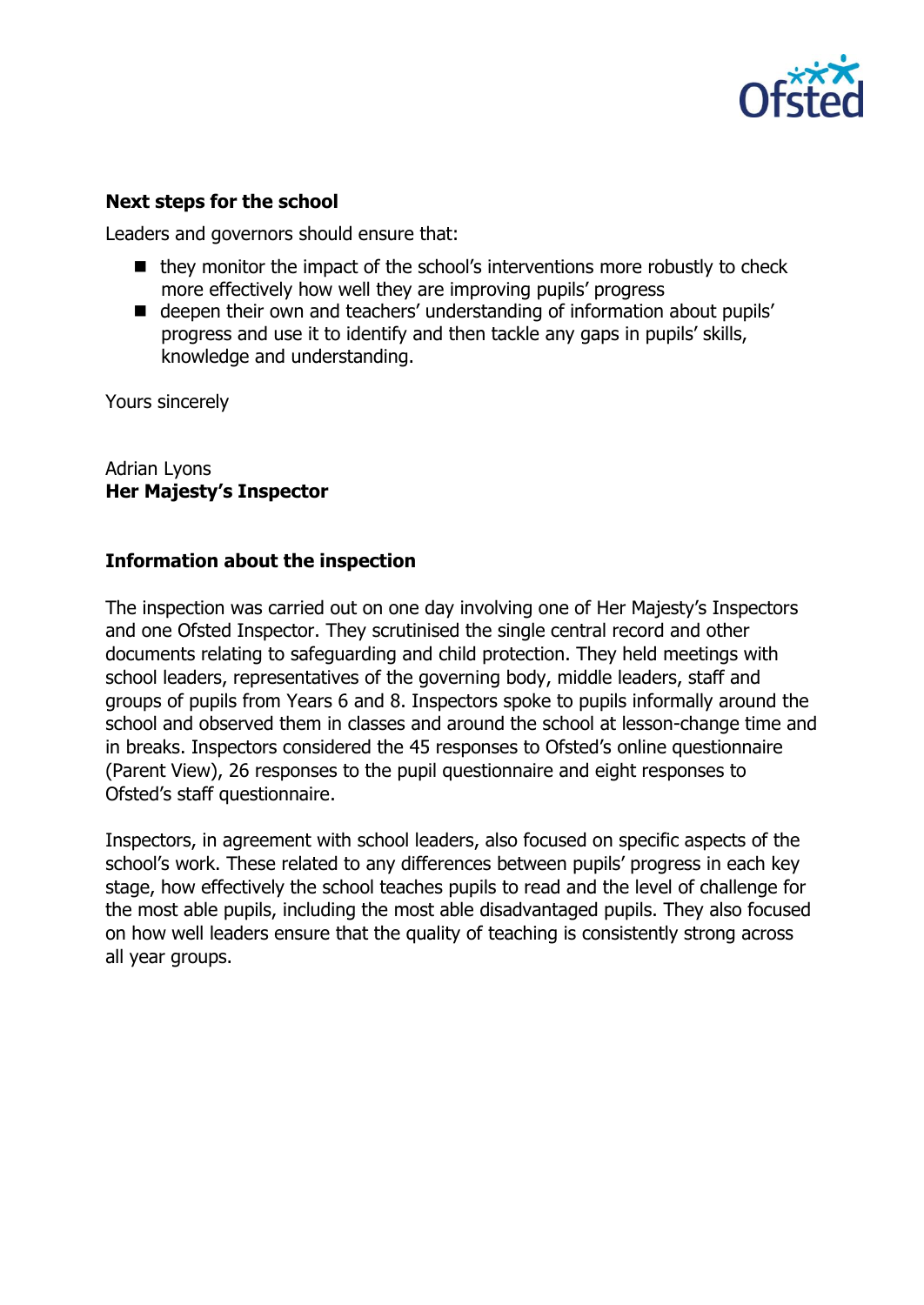## Next steps for the school

Leaders and governors should ensure that:

- they monitor the impact of the school's interventions more robustly to check more effectively how well they are improving pupils' progress
- deepen their own and teachers' understanding of information about pupils' progress and use it to identify and then tackle any gaps in pupils' skills, knowledge and understanding.

Yours sincerely

Adrian Lyons
**Her Majesty's Inspector**

## Information about the inspection

The inspection was carried out on one day involving one of Her Majesty's Inspectors and one Ofsted Inspector. They scrutinised the single central record and other documents relating to safeguarding and child protection. They held meetings with school leaders, representatives of the governing body, middle leaders, staff and groups of pupils from Years 6 and 8. Inspectors spoke to pupils informally around the school and observed them in classes and around the school at lesson-change time and in breaks. Inspectors considered the 45 responses to Ofsted's online questionnaire (Parent View), 26 responses to the pupil questionnaire and eight responses to Ofsted's staff questionnaire.

Inspectors, in agreement with school leaders, also focused on specific aspects of the school's work. These related to any differences between pupils' progress in each key stage, how effectively the school teaches pupils to read and the level of challenge for the most able pupils, including the most able disadvantaged pupils. They also focused on how well leaders ensure that the quality of teaching is consistently strong across all year groups.